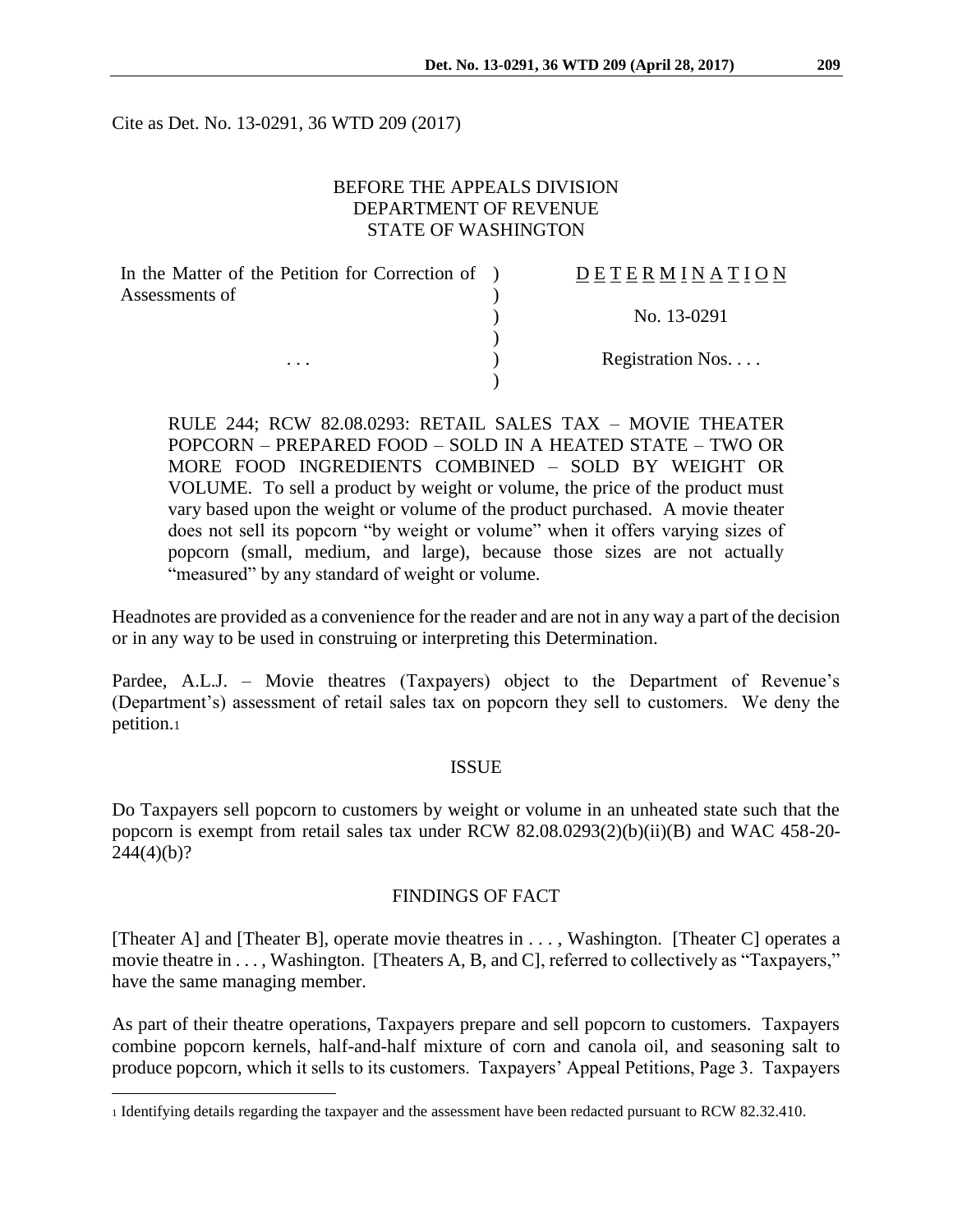Cite as Det. No. 13-0291, 36 WTD 209 (2017)

BEFORE THE APPEALS DIVISION
DEPARTMENT OF REVENUE
STATE OF WASHINGTON

| | | |
|---|---|---|
| In the Matter of the Petition for Correction of Assessments of | ) | D E T E R M I N A T I O N |
| | ) | No. 13-0291 |
| . . . | ) | Registration Nos. . . . |

RULE 244; RCW 82.08.0293: RETAIL SALES TAX – MOVIE THEATER POPCORN – PREPARED FOOD – SOLD IN A HEATED STATE – TWO OR MORE FOOD INGREDIENTS COMBINED – SOLD BY WEIGHT OR VOLUME. To sell a product by weight or volume, the price of the product must vary based upon the weight or volume of the product purchased. A movie theater does not sell its popcorn "by weight or volume" when it offers varying sizes of popcorn (small, medium, and large), because those sizes are not actually "measured" by any standard of weight or volume.

Headnotes are provided as a convenience for the reader and are not in any way a part of the decision or in any way to be used in construing or interpreting this Determination.

Pardee, A.L.J. – Movie theatres (Taxpayers) object to the Department of Revenue's (Department's) assessment of retail sales tax on popcorn they sell to customers. We deny the petition.[1]

## ISSUE

Do Taxpayers sell popcorn to customers by weight or volume in an unheated state such that the popcorn is exempt from retail sales tax under RCW 82.08.0293(2)(b)(ii)(B) and WAC 458-20-244(4)(b)?

## FINDINGS OF FACT

[Theater A] and [Theater B], operate movie theatres in . . . , Washington. [Theater C] operates a movie theatre in . . . , Washington. [Theaters A, B, and C], referred to collectively as "Taxpayers," have the same managing member.

As part of their theatre operations, Taxpayers prepare and sell popcorn to customers. Taxpayers combine popcorn kernels, half-and-half mixture of corn and canola oil, and seasoning salt to produce popcorn, which it sells to its customers. Taxpayers' Appeal Petitions, Page 3. Taxpayers

[1] Identifying details regarding the taxpayer and the assessment have been redacted pursuant to RCW 82.32.410.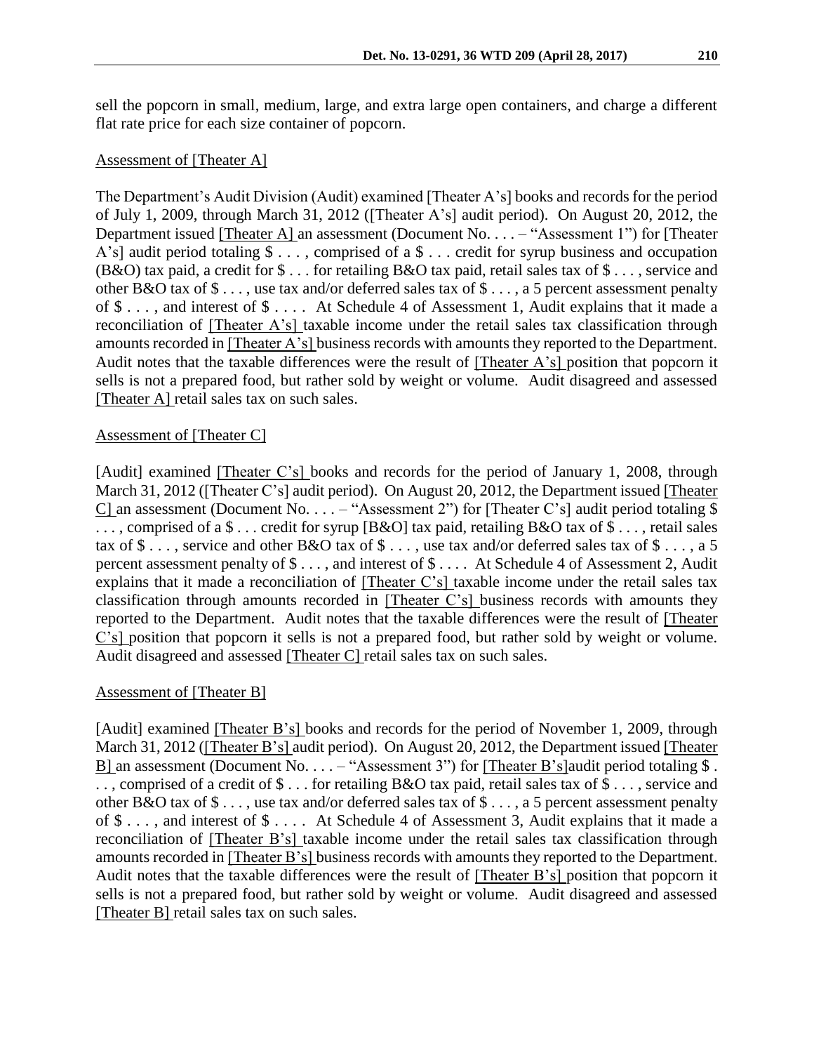sell the popcorn in small, medium, large, and extra large open containers, and charge a different flat rate price for each size container of popcorn.

Assessment of [Theater A]

The Department's Audit Division (Audit) examined [Theater A's] books and records for the period of July 1, 2009, through March 31, 2012 ([Theater A's] audit period). On August 20, 2012, the Department issued [Theater A] an assessment (Document No. . . . – "Assessment 1") for [Theater A's] audit period totaling $ . . . , comprised of a $ . . . credit for syrup business and occupation (B&O) tax paid, a credit for $ . . . for retailing B&O tax paid, retail sales tax of $ . . . , service and other B&O tax of $ . . . , use tax and/or deferred sales tax of $ . . . , a 5 percent assessment penalty of $ . . . , and interest of $ . . . . At Schedule 4 of Assessment 1, Audit explains that it made a reconciliation of [Theater A's] taxable income under the retail sales tax classification through amounts recorded in [Theater A's] business records with amounts they reported to the Department. Audit notes that the taxable differences were the result of [Theater A's] position that popcorn it sells is not a prepared food, but rather sold by weight or volume. Audit disagreed and assessed [Theater A] retail sales tax on such sales.

Assessment of [Theater C]

[Audit] examined [Theater C's] books and records for the period of January 1, 2008, through March 31, 2012 ([Theater C's] audit period). On August 20, 2012, the Department issued [Theater C] an assessment (Document No. . . . – "Assessment 2") for [Theater C's] audit period totaling $ . . . , comprised of a $ . . . credit for syrup [B&O] tax paid, retailing B&O tax of $ . . . , retail sales tax of $ . . . , service and other B&O tax of $ . . . , use tax and/or deferred sales tax of $ . . . , a 5 percent assessment penalty of $ . . . , and interest of $ . . . . At Schedule 4 of Assessment 2, Audit explains that it made a reconciliation of [Theater C's] taxable income under the retail sales tax classification through amounts recorded in [Theater C's] business records with amounts they reported to the Department. Audit notes that the taxable differences were the result of [Theater C's] position that popcorn it sells is not a prepared food, but rather sold by weight or volume. Audit disagreed and assessed [Theater C] retail sales tax on such sales.

Assessment of [Theater B]

[Audit] examined [Theater B's] books and records for the period of November 1, 2009, through March 31, 2012 ([Theater B's] audit period). On August 20, 2012, the Department issued [Theater B] an assessment (Document No. . . . – "Assessment 3") for [Theater B's]audit period totaling $ . . . , comprised of a credit of $ . . . for retailing B&O tax paid, retail sales tax of $ . . . , service and other B&O tax of $ . . . , use tax and/or deferred sales tax of $ . . . , a 5 percent assessment penalty of $ . . . , and interest of $ . . . . At Schedule 4 of Assessment 3, Audit explains that it made a reconciliation of [Theater B's] taxable income under the retail sales tax classification through amounts recorded in [Theater B's] business records with amounts they reported to the Department. Audit notes that the taxable differences were the result of [Theater B's] position that popcorn it sells is not a prepared food, but rather sold by weight or volume. Audit disagreed and assessed [Theater B] retail sales tax on such sales.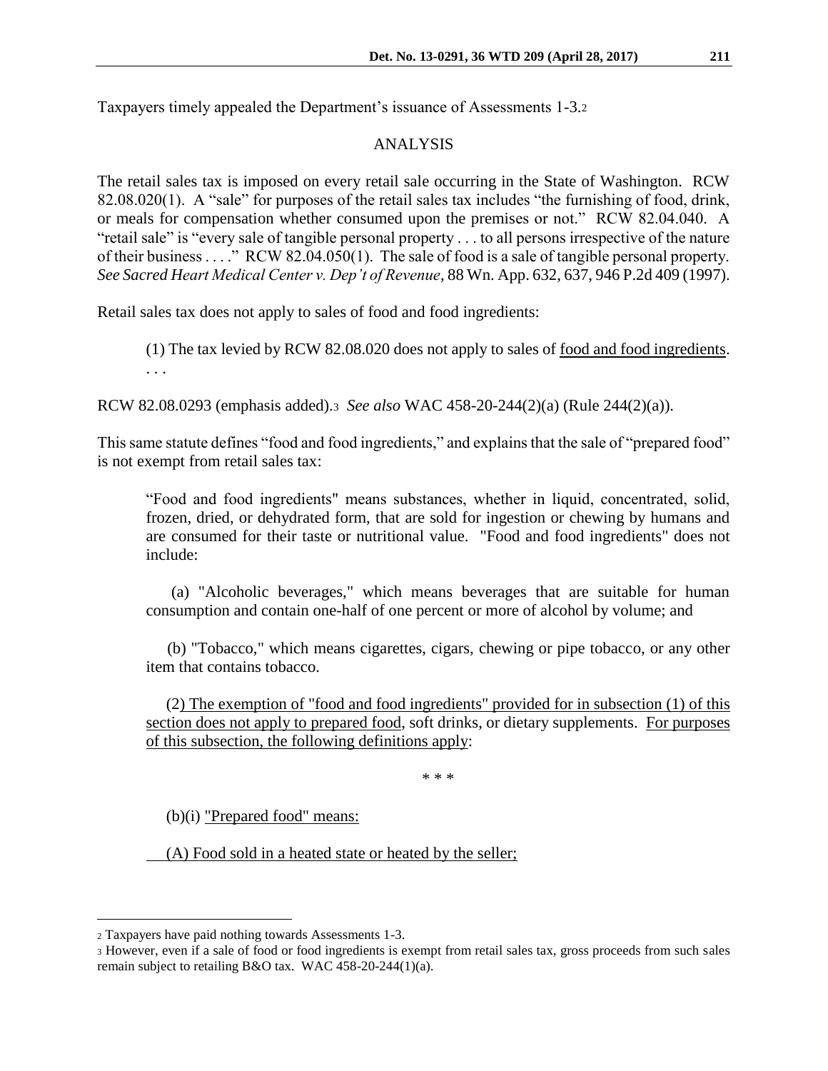Taxpayers timely appealed the Department's issuance of Assessments 1-3.[2]

## ANALYSIS

The retail sales tax is imposed on every retail sale occurring in the State of Washington. RCW 82.08.020(1). A "sale" for purposes of the retail sales tax includes "the furnishing of food, drink, or meals for compensation whether consumed upon the premises or not." RCW 82.04.040. A "retail sale" is "every sale of tangible personal property . . . to all persons irrespective of the nature of their business . . . ." RCW 82.04.050(1). The sale of food is a sale of tangible personal property. *See Sacred Heart Medical Center v. Dep't of Revenue*, 88 Wn. App. 632, 637, 946 P.2d 409 (1997).

Retail sales tax does not apply to sales of food and food ingredients:

> (1) The tax levied by RCW 82.08.020 does not apply to sales of <u>food and food ingredients</u>. . . .

RCW 82.08.0293 (emphasis added).[3] *See also* WAC 458-20-244(2)(a) (Rule 244(2)(a)).

This same statute defines "food and food ingredients," and explains that the sale of "prepared food" is not exempt from retail sales tax:

> "Food and food ingredients" means substances, whether in liquid, concentrated, solid, frozen, dried, or dehydrated form, that are sold for ingestion or chewing by humans and are consumed for their taste or nutritional value. "Food and food ingredients" does not include:
>
> (a) "Alcoholic beverages," which means beverages that are suitable for human consumption and contain one-half of one percent or more of alcohol by volume; and
>
> (b) "Tobacco," which means cigarettes, cigars, chewing or pipe tobacco, or any other item that contains tobacco.
>
> (2) <u>The exemption of "food and food ingredients" provided for in subsection (1) of this section does not apply to prepared food</u>, soft drinks, or dietary supplements. <u>For purposes of this subsection, the following definitions apply</u>:
>
> \* \* \*
>
> (b)(i) <u>"Prepared food" means:</u>
>
> <u>(A) Food sold in a heated state or heated by the seller;</u>

---

[2] Taxpayers have paid nothing towards Assessments 1-3.

[3] However, even if a sale of food or food ingredients is exempt from retail sales tax, gross proceeds from such sales remain subject to retailing B&O tax. WAC 458-20-244(1)(a).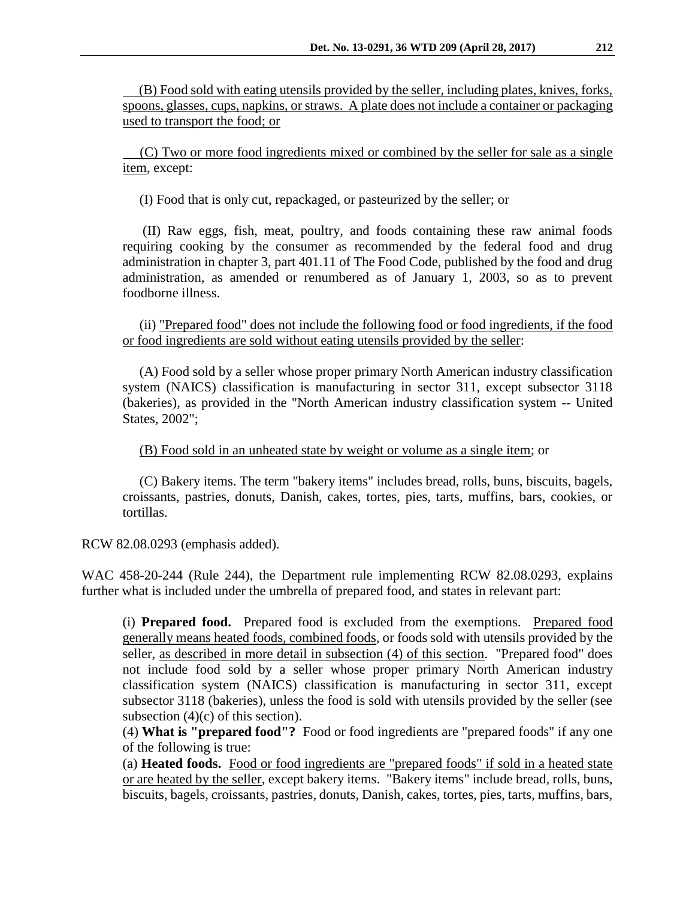(B) Food sold with eating utensils provided by the seller, including plates, knives, forks, spoons, glasses, cups, napkins, or straws. A plate does not include a container or packaging used to transport the food; or

(C) Two or more food ingredients mixed or combined by the seller for sale as a single item, except:

(I) Food that is only cut, repackaged, or pasteurized by the seller; or

(II) Raw eggs, fish, meat, poultry, and foods containing these raw animal foods requiring cooking by the consumer as recommended by the federal food and drug administration in chapter 3, part 401.11 of The Food Code, published by the food and drug administration, as amended or renumbered as of January 1, 2003, so as to prevent foodborne illness.

(ii) "Prepared food" does not include the following food or food ingredients, if the food or food ingredients are sold without eating utensils provided by the seller:

(A) Food sold by a seller whose proper primary North American industry classification system (NAICS) classification is manufacturing in sector 311, except subsector 3118 (bakeries), as provided in the "North American industry classification system -- United States, 2002";

(B) Food sold in an unheated state by weight or volume as a single item; or

(C) Bakery items. The term "bakery items" includes bread, rolls, buns, biscuits, bagels, croissants, pastries, donuts, Danish, cakes, tortes, pies, tarts, muffins, bars, cookies, or tortillas.

RCW 82.08.0293 (emphasis added).

WAC 458-20-244 (Rule 244), the Department rule implementing RCW 82.08.0293, explains further what is included under the umbrella of prepared food, and states in relevant part:

> (i) **Prepared food.** Prepared food is excluded from the exemptions. Prepared food generally means heated foods, combined foods, or foods sold with utensils provided by the seller, as described in more detail in subsection (4) of this section. "Prepared food" does not include food sold by a seller whose proper primary North American industry classification system (NAICS) classification is manufacturing in sector 311, except subsector 3118 (bakeries), unless the food is sold with utensils provided by the seller (see subsection (4)(c) of this section).
> (4) **What is "prepared food"?** Food or food ingredients are "prepared foods" if any one of the following is true:
> (a) **Heated foods.** Food or food ingredients are "prepared foods" if sold in a heated state or are heated by the seller, except bakery items. "Bakery items" include bread, rolls, buns, biscuits, bagels, croissants, pastries, donuts, Danish, cakes, tortes, pies, tarts, muffins, bars,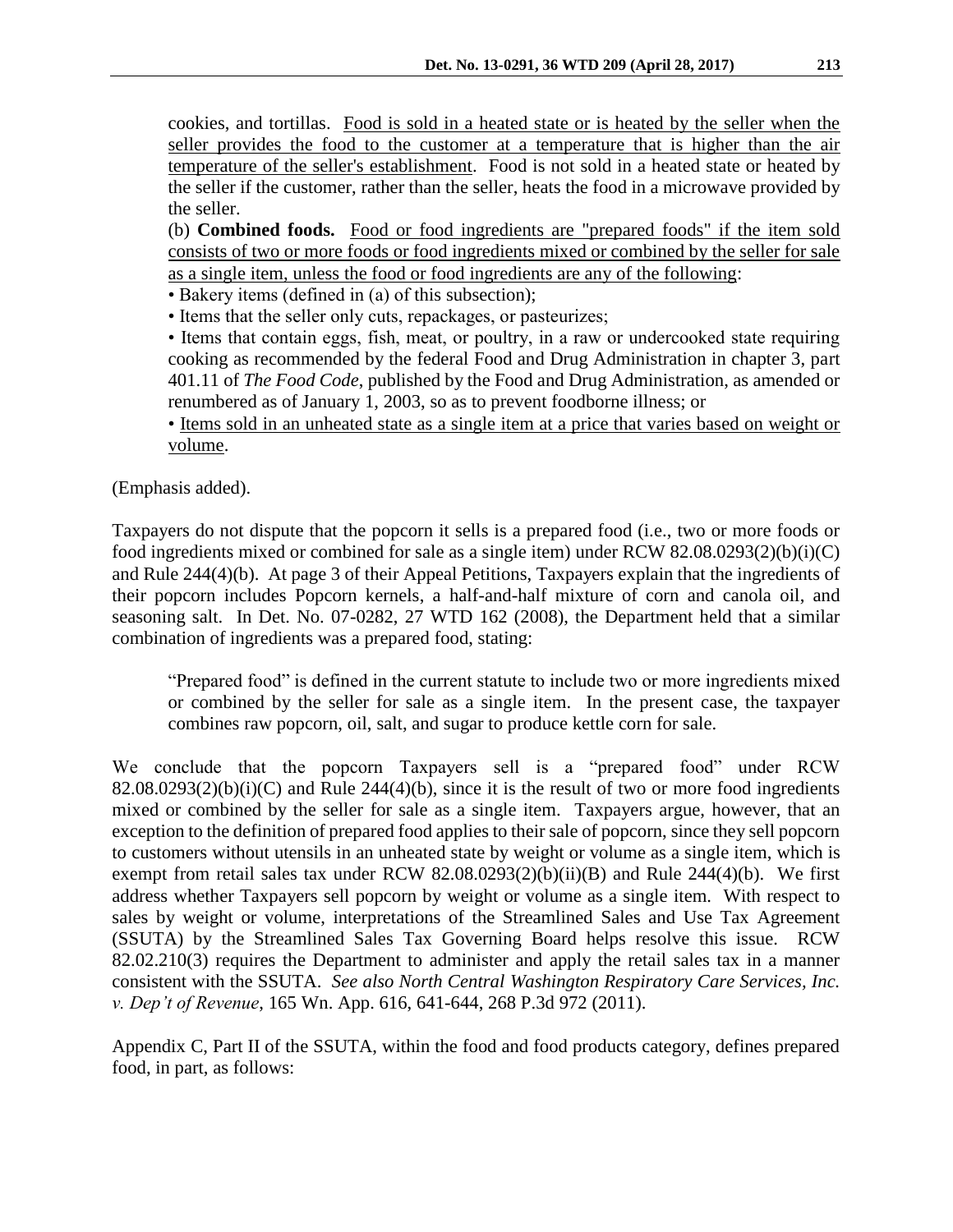cookies, and tortillas. <u>Food is sold in a heated state or is heated by the seller when the seller provides the food to the customer at a temperature that is higher than the air temperature of the seller's establishment</u>. Food is not sold in a heated state or heated by the seller if the customer, rather than the seller, heats the food in a microwave provided by the seller.

> (b) **Combined foods.** <u>Food or food ingredients are "prepared foods" if the item sold consists of two or more foods or food ingredients mixed or combined by the seller for sale as a single item, unless the food or food ingredients are any of the following</u>:
>
> • Bakery items (defined in (a) of this subsection);
>
> • Items that the seller only cuts, repackages, or pasteurizes;
>
> • Items that contain eggs, fish, meat, or poultry, in a raw or undercooked state requiring cooking as recommended by the federal Food and Drug Administration in chapter 3, part 401.11 of *The Food Code*, published by the Food and Drug Administration, as amended or renumbered as of January 1, 2003, so as to prevent foodborne illness; or
>
> • <u>Items sold in an unheated state as a single item at a price that varies based on weight or volume</u>.

(Emphasis added).

Taxpayers do not dispute that the popcorn it sells is a prepared food (i.e., two or more foods or food ingredients mixed or combined for sale as a single item) under RCW 82.08.0293(2)(b)(i)(C) and Rule 244(4)(b). At page 3 of their Appeal Petitions, Taxpayers explain that the ingredients of their popcorn includes Popcorn kernels, a half-and-half mixture of corn and canola oil, and seasoning salt. In Det. No. 07-0282, 27 WTD 162 (2008), the Department held that a similar combination of ingredients was a prepared food, stating:

> "Prepared food" is defined in the current statute to include two or more ingredients mixed or combined by the seller for sale as a single item. In the present case, the taxpayer combines raw popcorn, oil, salt, and sugar to produce kettle corn for sale.

We conclude that the popcorn Taxpayers sell is a "prepared food" under RCW 82.08.0293(2)(b)(i)(C) and Rule 244(4)(b), since it is the result of two or more food ingredients mixed or combined by the seller for sale as a single item. Taxpayers argue, however, that an exception to the definition of prepared food applies to their sale of popcorn, since they sell popcorn to customers without utensils in an unheated state by weight or volume as a single item, which is exempt from retail sales tax under RCW 82.08.0293(2)(b)(ii)(B) and Rule 244(4)(b). We first address whether Taxpayers sell popcorn by weight or volume as a single item. With respect to sales by weight or volume, interpretations of the Streamlined Sales and Use Tax Agreement (SSUTA) by the Streamlined Sales Tax Governing Board helps resolve this issue. RCW 82.02.210(3) requires the Department to administer and apply the retail sales tax in a manner consistent with the SSUTA. *See also North Central Washington Respiratory Care Services, Inc. v. Dep't of Revenue*, 165 Wn. App. 616, 641-644, 268 P.3d 972 (2011).

Appendix C, Part II of the SSUTA, within the food and food products category, defines prepared food, in part, as follows: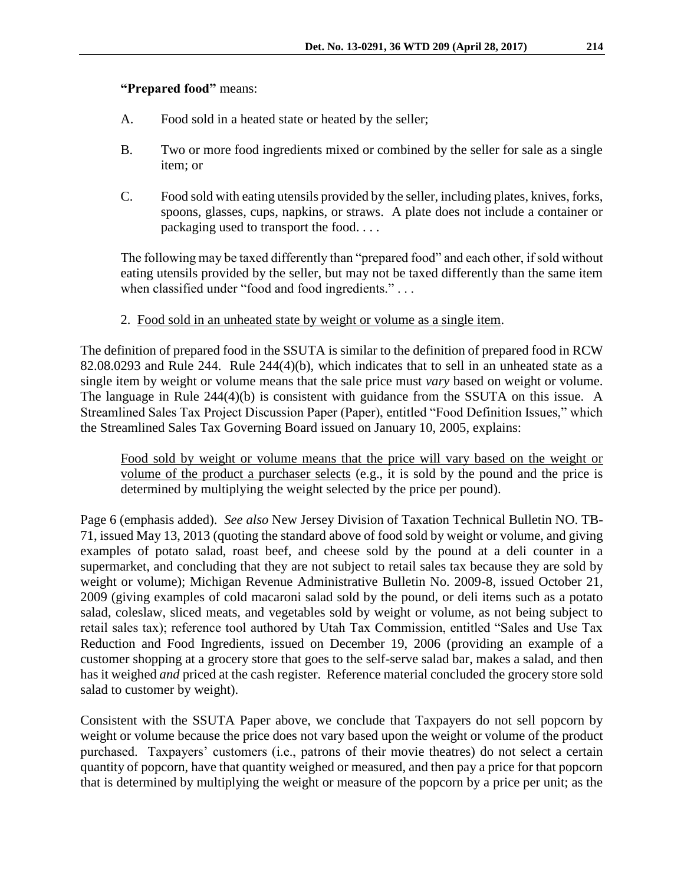**"Prepared food"** means:

A. Food sold in a heated state or heated by the seller;

B. Two or more food ingredients mixed or combined by the seller for sale as a single item; or

C. Food sold with eating utensils provided by the seller, including plates, knives, forks, spoons, glasses, cups, napkins, or straws. A plate does not include a container or packaging used to transport the food. . . .

The following may be taxed differently than "prepared food" and each other, if sold without eating utensils provided by the seller, but may not be taxed differently than the same item when classified under "food and food ingredients." . . .

2. <u>Food sold in an unheated state by weight or volume as a single item</u>.

The definition of prepared food in the SSUTA is similar to the definition of prepared food in RCW 82.08.0293 and Rule 244. Rule 244(4)(b), which indicates that to sell in an unheated state as a single item by weight or volume means that the sale price must *vary* based on weight or volume. The language in Rule 244(4)(b) is consistent with guidance from the SSUTA on this issue. A Streamlined Sales Tax Project Discussion Paper (Paper), entitled "Food Definition Issues," which the Streamlined Sales Tax Governing Board issued on January 10, 2005, explains:

> <u>Food sold by weight or volume means that the price will vary based on the weight or volume of the product a purchaser selects</u> (e.g., it is sold by the pound and the price is determined by multiplying the weight selected by the price per pound).

Page 6 (emphasis added). *See also* New Jersey Division of Taxation Technical Bulletin NO. TB-71, issued May 13, 2013 (quoting the standard above of food sold by weight or volume, and giving examples of potato salad, roast beef, and cheese sold by the pound at a deli counter in a supermarket, and concluding that they are not subject to retail sales tax because they are sold by weight or volume); Michigan Revenue Administrative Bulletin No. 2009-8, issued October 21, 2009 (giving examples of cold macaroni salad sold by the pound, or deli items such as a potato salad, coleslaw, sliced meats, and vegetables sold by weight or volume, as not being subject to retail sales tax); reference tool authored by Utah Tax Commission, entitled "Sales and Use Tax Reduction and Food Ingredients, issued on December 19, 2006 (providing an example of a customer shopping at a grocery store that goes to the self-serve salad bar, makes a salad, and then has it weighed *and* priced at the cash register. Reference material concluded the grocery store sold salad to customer by weight).

Consistent with the SSUTA Paper above, we conclude that Taxpayers do not sell popcorn by weight or volume because the price does not vary based upon the weight or volume of the product purchased. Taxpayers' customers (i.e., patrons of their movie theatres) do not select a certain quantity of popcorn, have that quantity weighed or measured, and then pay a price for that popcorn that is determined by multiplying the weight or measure of the popcorn by a price per unit; as the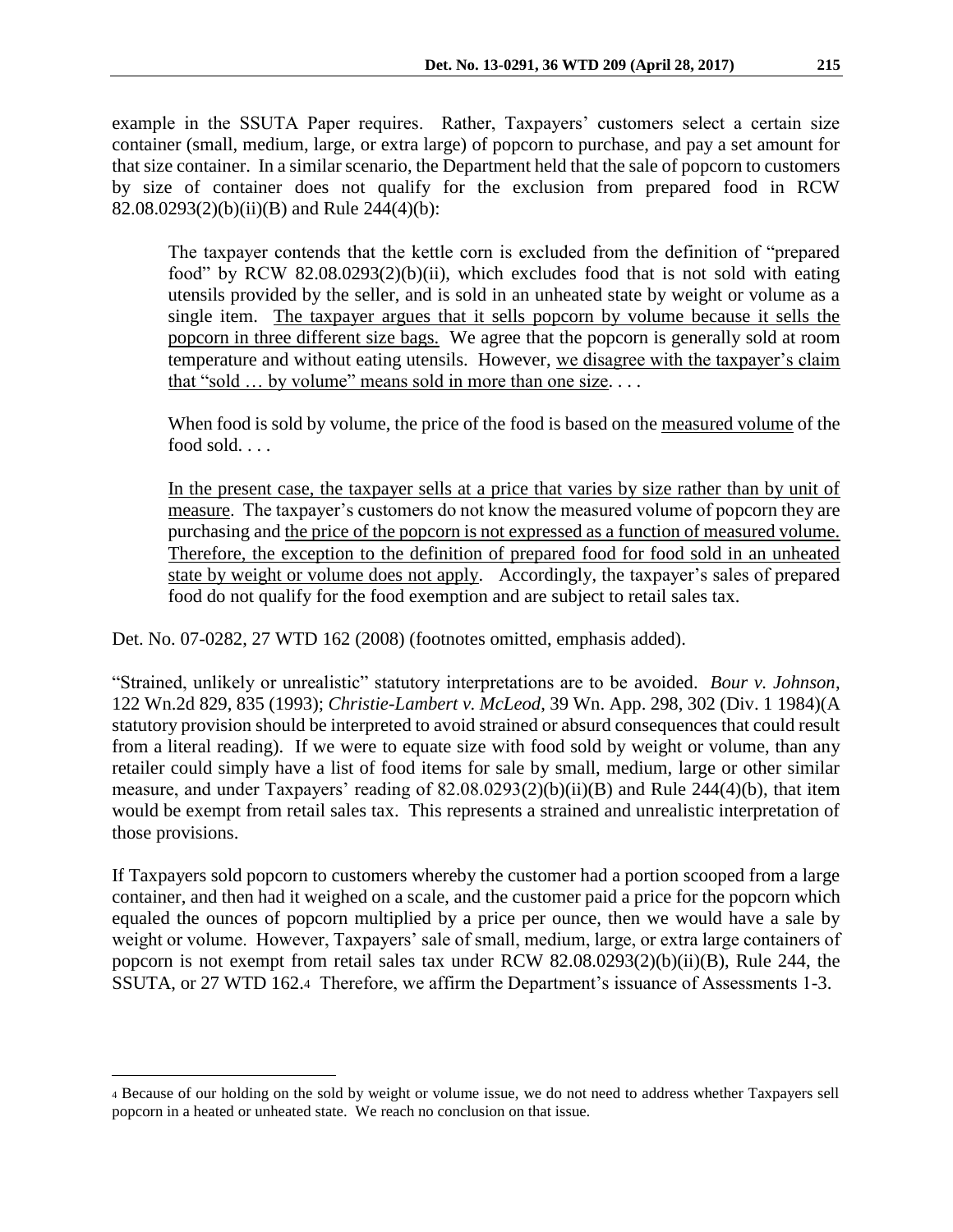example in the SSUTA Paper requires. Rather, Taxpayers' customers select a certain size container (small, medium, large, or extra large) of popcorn to purchase, and pay a set amount for that size container. In a similar scenario, the Department held that the sale of popcorn to customers by size of container does not qualify for the exclusion from prepared food in RCW 82.08.0293(2)(b)(ii)(B) and Rule 244(4)(b):

> The taxpayer contends that the kettle corn is excluded from the definition of "prepared food" by RCW 82.08.0293(2)(b)(ii), which excludes food that is not sold with eating utensils provided by the seller, and is sold in an unheated state by weight or volume as a single item. The taxpayer argues that it sells popcorn by volume because it sells the popcorn in three different size bags. We agree that the popcorn is generally sold at room temperature and without eating utensils. However, we disagree with the taxpayer's claim that "sold … by volume" means sold in more than one size. . . .
>
> When food is sold by volume, the price of the food is based on the measured volume of the food sold. . . .
>
> In the present case, the taxpayer sells at a price that varies by size rather than by unit of measure. The taxpayer's customers do not know the measured volume of popcorn they are purchasing and the price of the popcorn is not expressed as a function of measured volume. Therefore, the exception to the definition of prepared food for food sold in an unheated state by weight or volume does not apply. Accordingly, the taxpayer's sales of prepared food do not qualify for the food exemption and are subject to retail sales tax.

Det. No. 07-0282, 27 WTD 162 (2008) (footnotes omitted, emphasis added).

"Strained, unlikely or unrealistic" statutory interpretations are to be avoided. *Bour v. Johnson*, 122 Wn.2d 829, 835 (1993); *Christie-Lambert v. McLeod*, 39 Wn. App. 298, 302 (Div. 1 1984)(A statutory provision should be interpreted to avoid strained or absurd consequences that could result from a literal reading). If we were to equate size with food sold by weight or volume, than any retailer could simply have a list of food items for sale by small, medium, large or other similar measure, and under Taxpayers' reading of 82.08.0293(2)(b)(ii)(B) and Rule 244(4)(b), that item would be exempt from retail sales tax. This represents a strained and unrealistic interpretation of those provisions.

If Taxpayers sold popcorn to customers whereby the customer had a portion scooped from a large container, and then had it weighed on a scale, and the customer paid a price for the popcorn which equaled the ounces of popcorn multiplied by a price per ounce, then we would have a sale by weight or volume. However, Taxpayers' sale of small, medium, large, or extra large containers of popcorn is not exempt from retail sales tax under RCW 82.08.0293(2)(b)(ii)(B), Rule 244, the SSUTA, or 27 WTD 162.[4] Therefore, we affirm the Department's issuance of Assessments 1-3.

---

[4] Because of our holding on the sold by weight or volume issue, we do not need to address whether Taxpayers sell popcorn in a heated or unheated state. We reach no conclusion on that issue.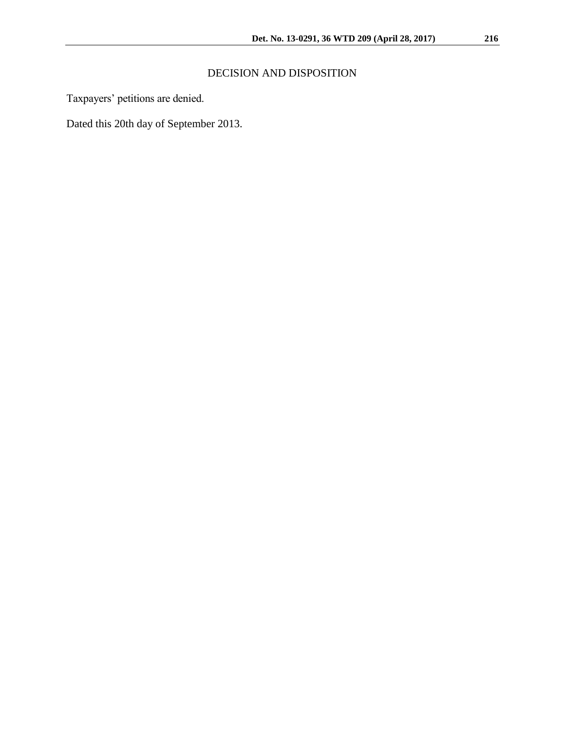## DECISION AND DISPOSITION

Taxpayers' petitions are denied.

Dated this 20th day of September 2013.